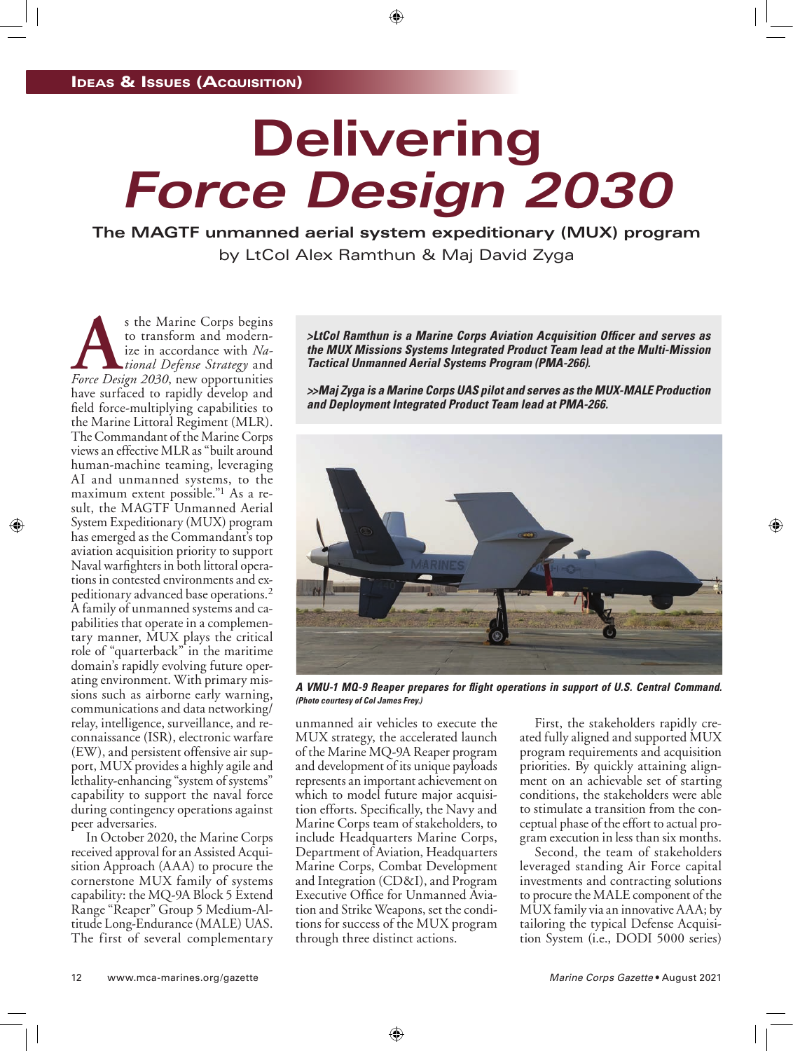IDEAS & ISSUES (ACQUISITION)

# Delivering *Force Design 2030*

## The MAGTF unmanned aerial system expeditionary (MUX) program

by LtCol Alex Ramthun & Maj David Zyga

*>LtCol Ramthun is a Marine Corps Aviation Acquisition Officer and serves as the MUX Missions Systems Integrated Product Team lead at the Multi-Mission Tactical Unmanned Aerial Systems Program (PMA-266).*

*>>Maj Zyga is a Marine Corps UAS pilot and serves as the MUX-MALE Production and Deployment Integrated Product Team lead at PMA-266.*

As the Marine Corps begins to transform and modernize in accordance with *National Defense Strategy* and *Force Design 2030*, new opportunities have surfaced to rapidly develop and field force-multiplying capabilities to the Marine Littoral Regiment (MLR). The Commandant of the Marine Corps views an effective MLR as "built around human-machine teaming, leveraging AI and unmanned systems, to the maximum extent possible."[1] As a result, the MAGTF Unmanned Aerial System Expeditionary (MUX) program has emerged as the Commandant's top aviation acquisition priority to support Naval warfighters in both littoral operations in contested environments and expeditionary advanced base operations.[2] A family of unmanned systems and capabilities that operate in a complementary manner, MUX plays the critical role of "quarterback" in the maritime domain's rapidly evolving future operating environment. With primary missions such as airborne early warning, communications and data networking/relay, intelligence, surveillance, and reconnaissance (ISR), electronic warfare (EW), and persistent offensive air support, MUX provides a highly agile and lethality-enhancing "system of systems" capability to support the naval force during contingency operations against peer adversaries.

In October 2020, the Marine Corps received approval for an Assisted Acquisition Approach (AAA) to procure the cornerstone MUX family of systems capability: the MQ-9A Block 5 Extend Range "Reaper" Group 5 Medium-Altitude Long-Endurance (MALE) UAS. The first of several complementary unmanned air vehicles to execute the MUX strategy, the accelerated launch of the Marine MQ-9A Reaper program and development of its unique payloads represents an important achievement on which to model future major acquisition efforts. Specifically, the Navy and Marine Corps team of stakeholders, to include Headquarters Marine Corps, Department of Aviation, Headquarters Marine Corps, Combat Development and Integration (CD&I), and Program Executive Office for Unmanned Aviation and Strike Weapons, set the conditions for success of the MUX program through three distinct actions.

*A VMU-1 MQ-9 Reaper prepares for flight operations in support of U.S. Central Command. (Photo courtesy of Col James Frey.)*

First, the stakeholders rapidly created fully aligned and supported MUX program requirements and acquisition priorities. By quickly attaining alignment on an achievable set of starting conditions, the stakeholders were able to stimulate a transition from the conceptual phase of the effort to actual program execution in less than six months.

Second, the team of stakeholders leveraged standing Air Force capital investments and contracting solutions to procure the MALE component of the MUX family via an innovative AAA; by tailoring the typical Defense Acquisition System (i.e., DODI 5000 series)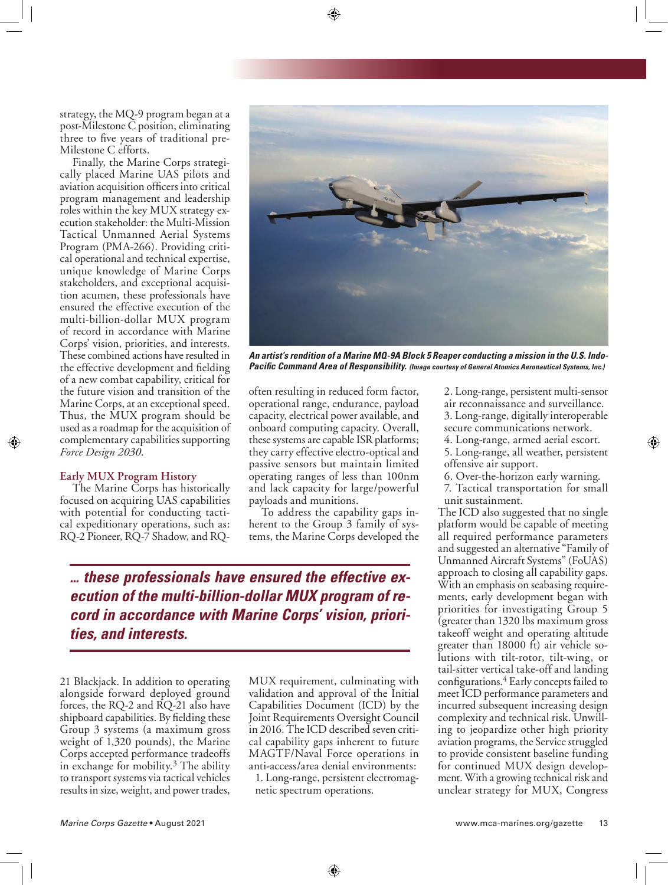strategy, the MQ-9 program began at a post-Milestone C position, eliminating three to five years of traditional pre-Milestone C efforts.

Finally, the Marine Corps strategically placed Marine UAS pilots and aviation acquisition officers into critical program management and leadership roles within the key MUX strategy execution stakeholder: the Multi-Mission Tactical Unmanned Aerial Systems Program (PMA-266). Providing critical operational and technical expertise, unique knowledge of Marine Corps stakeholders, and exceptional acquisition acumen, these professionals have ensured the effective execution of the multi-billion-dollar MUX program of record in accordance with Marine Corps' vision, priorities, and interests. These combined actions have resulted in the effective development and fielding of a new combat capability, critical for the future vision and transition of the Marine Corps, at an exceptional speed. Thus, the MUX program should be used as a roadmap for the acquisition of complementary capabilities supporting *Force Design 2030*.

**An artist's rendition of a Marine MQ-9A Block 5 Reaper conducting a mission in the U.S. Indo-Pacific Command Area of Responsibility.** *(Image courtesy of General Atomics Aeronautical Systems, Inc.)*

## Early MUX Program History

The Marine Corps has historically focused on acquiring UAS capabilities with potential for conducting tactical expeditionary operations, such as: RQ-2 Pioneer, RQ-7 Shadow, and RQ-21 Blackjack. In addition to operating alongside forward deployed ground forces, the RQ-2 and RQ-21 also have shipboard capabilities. By fielding these Group 3 systems (a maximum gross weight of 1,320 pounds), the Marine Corps accepted performance tradeoffs in exchange for mobility.[3] The ability to transport systems via tactical vehicles results in size, weight, and power trades, often resulting in reduced form factor, operational range, endurance, payload capacity, electrical power available, and onboard computing capacity. Overall, these systems are capable ISR platforms; they carry effective electro-optical and passive sensors but maintain limited operating ranges of less than 100nm and lack capacity for large/powerful payloads and munitions.

> ***... these professionals have ensured the effective execution of the multi-billion-dollar MUX program of record in accordance with Marine Corps' vision, priorities, and interests.***

To address the capability gaps inherent to the Group 3 family of systems, the Marine Corps developed the MUX requirement, culminating with validation and approval of the Initial Capabilities Document (ICD) by the Joint Requirements Oversight Council in 2016. The ICD described seven critical capability gaps inherent to future MAGTF/Naval Force operations in anti-access/area denial environments:

1. Long-range, persistent electromagnetic spectrum operations.
2. Long-range, persistent multi-sensor air reconnaissance and surveillance.
3. Long-range, digitally interoperable secure communications network.
4. Long-range, armed aerial escort.
5. Long-range, all weather, persistent offensive air support.
6. Over-the-horizon early warning.
7. Tactical transportation for small unit sustainment.

The ICD also suggested that no single platform would be capable of meeting all required performance parameters and suggested an alternative "Family of Unmanned Aircraft Systems" (FoUAS) approach to closing all capability gaps. With an emphasis on seabasing requirements, early development began with priorities for investigating Group 5 (greater than 1320 lbs maximum gross takeoff weight and operating altitude greater than 18000 ft) air vehicle solutions with tilt-rotor, tilt-wing, or tail-sitter vertical take-off and landing configurations.[4] Early concepts failed to meet ICD performance parameters and incurred subsequent increasing design complexity and technical risk. Unwilling to jeopardize other high priority aviation programs, the Service struggled to provide consistent baseline funding for continued MUX design development. With a growing technical risk and unclear strategy for MUX, Congress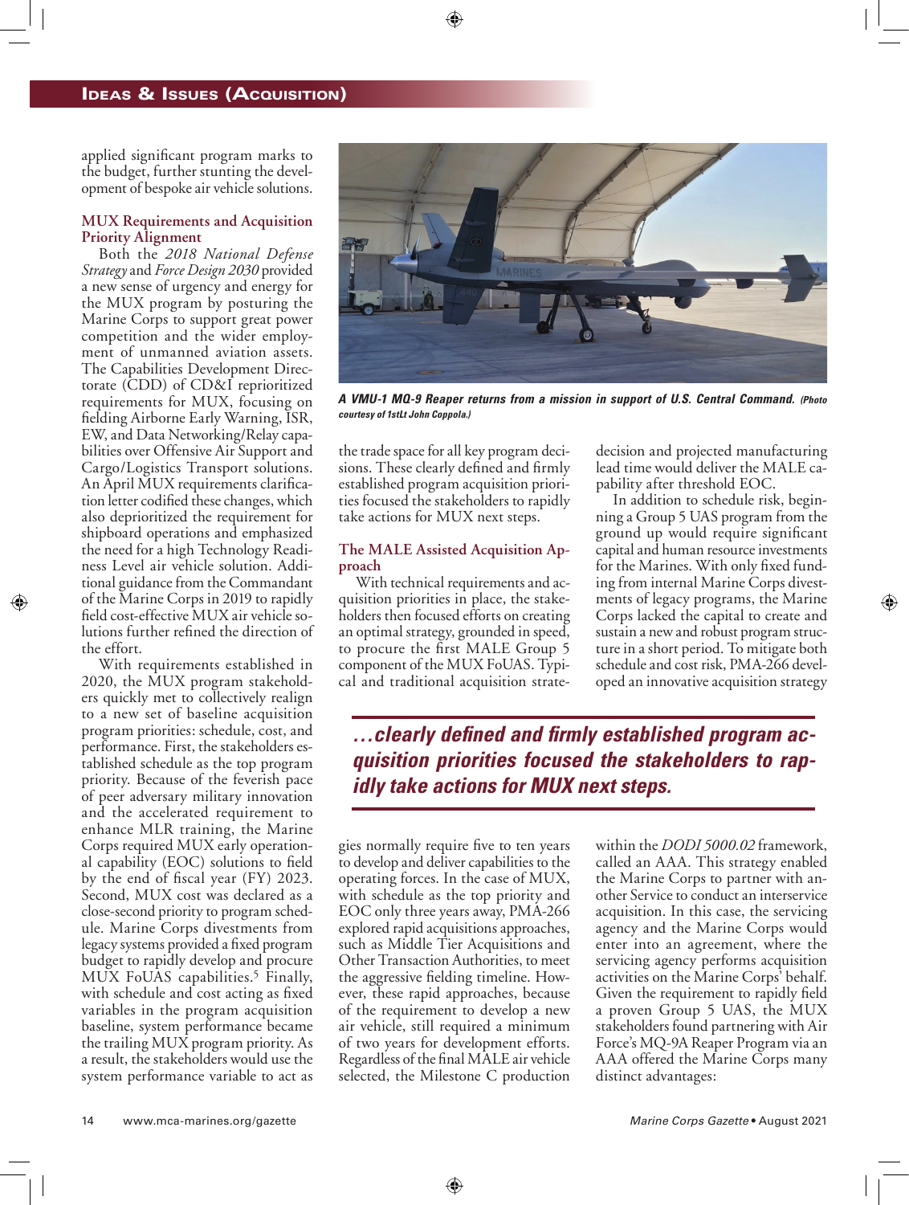applied significant program marks to the budget, further stunting the development of bespoke air vehicle solutions.

### MUX Requirements and Acquisition Priority Alignment

Both the *2018 National Defense Strategy* and *Force Design 2030* provided a new sense of urgency and energy for the MUX program by posturing the Marine Corps to support great power competition and the wider employment of unmanned aviation assets. The Capabilities Development Directorate (CDD) of CD&I reprioritized requirements for MUX, focusing on fielding Airborne Early Warning, ISR, EW, and Data Networking/Relay capabilities over Offensive Air Support and Cargo/Logistics Transport solutions. An April MUX requirements clarification letter codified these changes, which also deprioritized the requirement for shipboard operations and emphasized the need for a high Technology Readiness Level air vehicle solution. Additional guidance from the Commandant of the Marine Corps in 2019 to rapidly field cost-effective MUX air vehicle solutions further refined the direction of the effort.

With requirements established in 2020, the MUX program stakeholders quickly met to collectively realign to a new set of baseline acquisition program priorities: schedule, cost, and performance. First, the stakeholders established schedule as the top program priority. Because of the feverish pace of peer adversary military innovation and the accelerated requirement to enhance MLR training, the Marine Corps required MUX early operational capability (EOC) solutions to field by the end of fiscal year (FY) 2023. Second, MUX cost was declared as a close-second priority to program schedule. Marine Corps divestments from legacy systems provided a fixed program budget to rapidly develop and procure MUX FoUAS capabilities.[5] Finally, with schedule and cost acting as fixed variables in the program acquisition baseline, system performance became the trailing MUX program priority. As a result, the stakeholders would use the system performance variable to act as the trade space for all key program decisions. These clearly defined and firmly established program acquisition priorities focused the stakeholders to rapidly take actions for MUX next steps.

*A VMU-1 MQ-9 Reaper returns from a mission in support of U.S. Central Command. (Photo courtesy of 1stLt John Coppola.)*

### The MALE Assisted Acquisition Approach

With technical requirements and acquisition priorities in place, the stakeholders then focused efforts on creating an optimal strategy, grounded in speed, to procure the first MALE Group 5 component of the MUX FoUAS. Typical and traditional acquisition strategies normally require five to ten years to develop and deliver capabilities to the operating forces. In the case of MUX, with schedule as the top priority and EOC only three years away, PMA-266 explored rapid acquisitions approaches, such as Middle Tier Acquisitions and Other Transaction Authorities, to meet the aggressive fielding timeline. However, these rapid approaches, because of the requirement to develop a new air vehicle, still required a minimum of two years for development efforts. Regardless of the final MALE air vehicle selected, the Milestone C production decision and projected manufacturing lead time would deliver the MALE capability after threshold EOC.

> *...clearly defined and firmly established program acquisition priorities focused the stakeholders to rapidly take actions for MUX next steps.*

In addition to schedule risk, beginning a Group 5 UAS program from the ground up would require significant capital and human resource investments for the Marines. With only fixed funding from internal Marine Corps divestments of legacy programs, the Marine Corps lacked the capital to create and sustain a new and robust program structure in a short period. To mitigate both schedule and cost risk, PMA-266 developed an innovative acquisition strategy within the *DODI 5000.02* framework, called an AAA. This strategy enabled the Marine Corps to partner with another Service to conduct an interservice acquisition. In this case, the servicing agency and the Marine Corps would enter into an agreement, where the servicing agency performs acquisition activities on the Marine Corps' behalf. Given the requirement to rapidly field a proven Group 5 UAS, the MUX stakeholders found partnering with Air Force's MQ-9A Reaper Program via an AAA offered the Marine Corps many distinct advantages: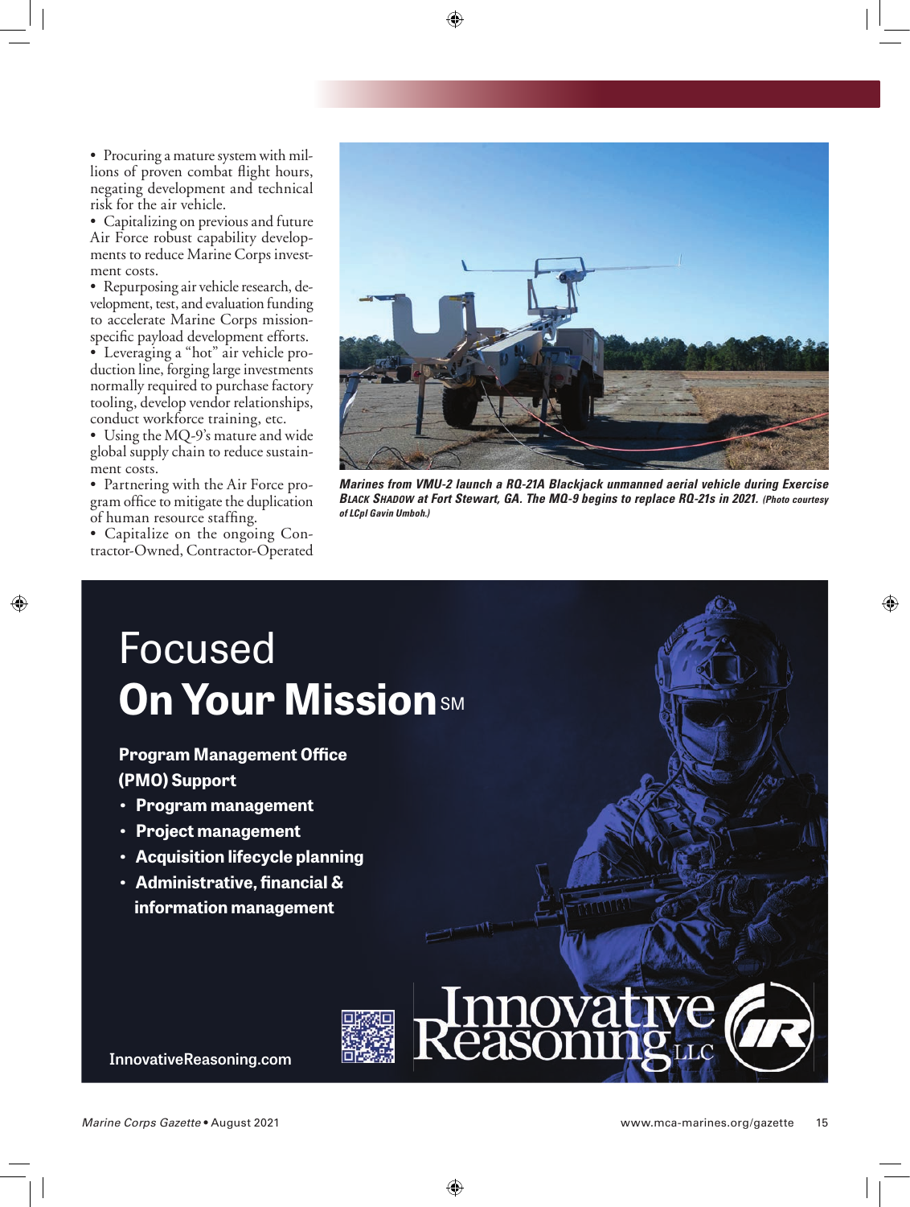- Procuring a mature system with millions of proven combat flight hours, negating development and technical risk for the air vehicle.
- Capitalizing on previous and future Air Force robust capability developments to reduce Marine Corps investment costs.
- Repurposing air vehicle research, development, test, and evaluation funding to accelerate Marine Corps mission-specific payload development efforts.
- Leveraging a "hot" air vehicle production line, forging large investments normally required to purchase factory tooling, develop vendor relationships, conduct workforce training, etc.
- Using the MQ-9's mature and wide global supply chain to reduce sustainment costs.
- Partnering with the Air Force program office to mitigate the duplication of human resource staffing.
- Capitalize on the ongoing Contractor-Owned, Contractor-Operated

***Marines from VMU-2 launch a RQ-21A Blackjack unmanned aerial vehicle during Exercise Black Shadow at Fort Stewart, GA. The MQ-9 begins to replace RQ-21s in 2021.*** *(Photo courtesy of LCpl Gavin Umboh.)*

Focused

**On Your Mission**SM

**Program Management Office (PMO) Support**

- **Program management**
- **Project management**
- **Acquisition lifecycle planning**
- **Administrative, financial & information management**

**InnovativeReasoning.com**

Innovative Reasoning LLC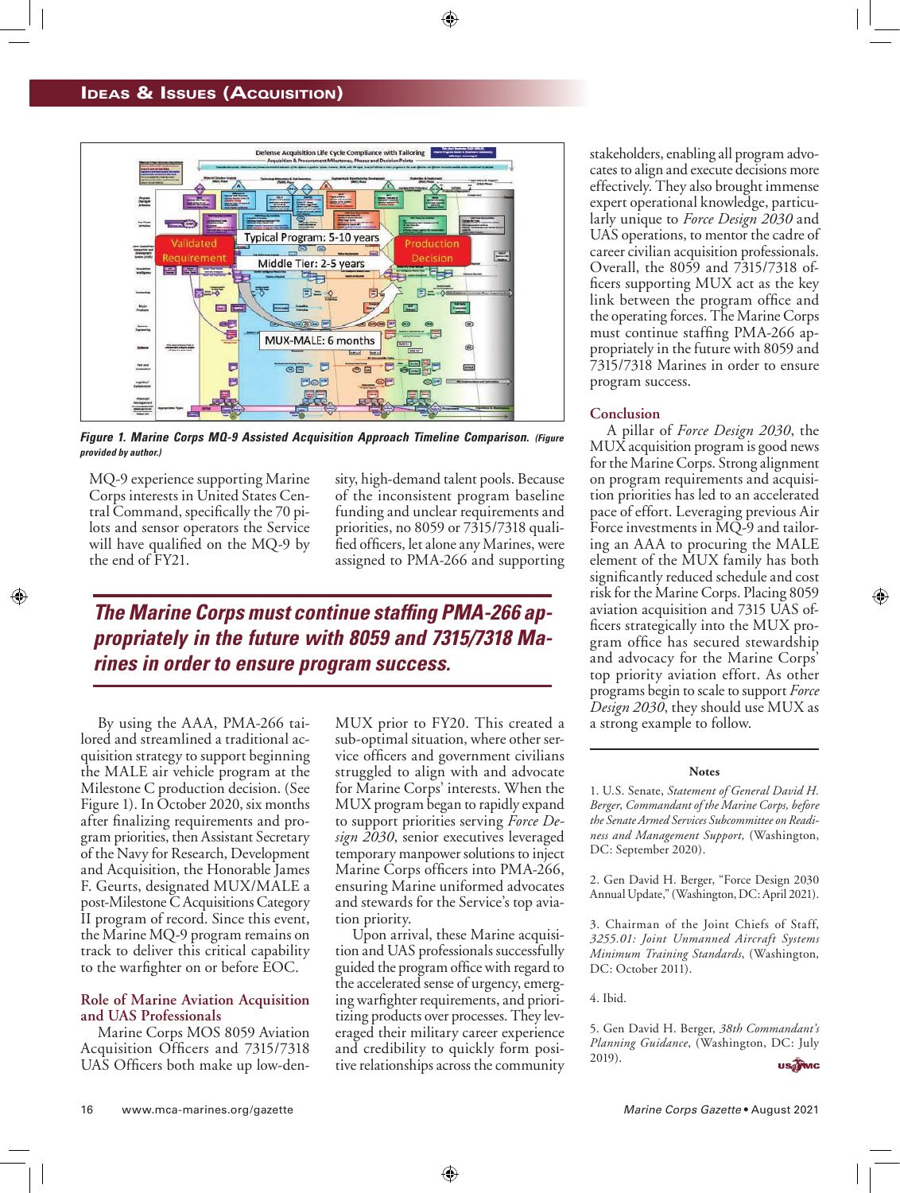Defense Acquisition Life Cycle Compliance with Tailoring

Validated Requirement

Typical Program: 5-10 years

Middle Tier: 2-5 years

Production Decision

MUX-MALE: 6 months

***Figure 1. Marine Corps MQ-9 Assisted Acquisition Approach Timeline Comparison.*** *(Figure provided by author.)*

MQ-9 experience supporting Marine Corps interests in United States Central Command, specifically the 70 pilots and sensor operators the Service will have qualified on the MQ-9 by the end of FY21.

By using the AAA, PMA-266 tailored and streamlined a traditional acquisition strategy to support beginning the MALE air vehicle program at the Milestone C production decision. (See Figure 1). In October 2020, six months after finalizing requirements and program priorities, then Assistant Secretary of the Navy for Research, Development and Acquisition, the Honorable James F. Geurts, designated MUX/MALE a post-Milestone C Acquisitions Category II program of record. Since this event, the Marine MQ-9 program remains on track to deliver this critical capability to the warfighter on or before EOC.

## Role of Marine Aviation Acquisition and UAS Professionals

Marine Corps MOS 8059 Aviation Acquisition Officers and 7315/7318 UAS Officers both make up low-density, high-demand talent pools. Because of the inconsistent program baseline funding and unclear requirements and priorities, no 8059 or 7315/7318 qualified officers, let alone any Marines, were assigned to PMA-266 and supporting MUX prior to FY20. This created a sub-optimal situation, where other service officers and government civilians struggled to align with and advocate for Marine Corps' interests. When the MUX program began to rapidly expand to support priorities serving *Force Design 2030*, senior executives leveraged temporary manpower solutions to inject Marine Corps officers into PMA-266, ensuring Marine uniformed advocates and stewards for the Service's top aviation priority.

***The Marine Corps must continue staffing PMA-266 appropriately in the future with 8059 and 7315/7318 Marines in order to ensure program success.***

Upon arrival, these Marine acquisition and UAS professionals successfully guided the program office with regard to the accelerated sense of urgency, emerging warfighter requirements, and prioritizing products over processes. They leveraged their military career experience and credibility to quickly form positive relationships across the community stakeholders, enabling all program advocates to align and execute decisions more effectively. They also brought immense expert operational knowledge, particularly unique to *Force Design 2030* and UAS operations, to mentor the cadre of career civilian acquisition professionals. Overall, the 8059 and 7315/7318 officers supporting MUX act as the key link between the program office and the operating forces. The Marine Corps must continue staffing PMA-266 appropriately in the future with 8059 and 7315/7318 Marines in order to ensure program success.

## Conclusion

A pillar of *Force Design 2030*, the MUX acquisition program is good news for the Marine Corps. Strong alignment on program requirements and acquisition priorities has led to an accelerated pace of effort. Leveraging previous Air Force investments in MQ-9 and tailoring an AAA to procuring the MALE element of the MUX family has both significantly reduced schedule and cost risk for the Marine Corps. Placing 8059 aviation acquisition and 7315 UAS officers strategically into the MUX program office has secured stewardship and advocacy for the Marine Corps' top priority aviation effort. As other programs begin to scale to support *Force Design 2030*, they should use MUX as a strong example to follow.

### Notes

1. U.S. Senate, *Statement of General David H. Berger, Commandant of the Marine Corps, before the Senate Armed Services Subcommittee on Readiness and Management Support,* (Washington, DC: September 2020).

2. Gen David H. Berger, "Force Design 2030 Annual Update," (Washington, DC: April 2021).

3. Chairman of the Joint Chiefs of Staff, *3255.01: Joint Unmanned Aircraft Systems Minimum Training Standards*, (Washington, DC: October 2011).

4. Ibid.

5. Gen David H. Berger, *38th Commandant's Planning Guidance*, (Washington, DC: July 2019).